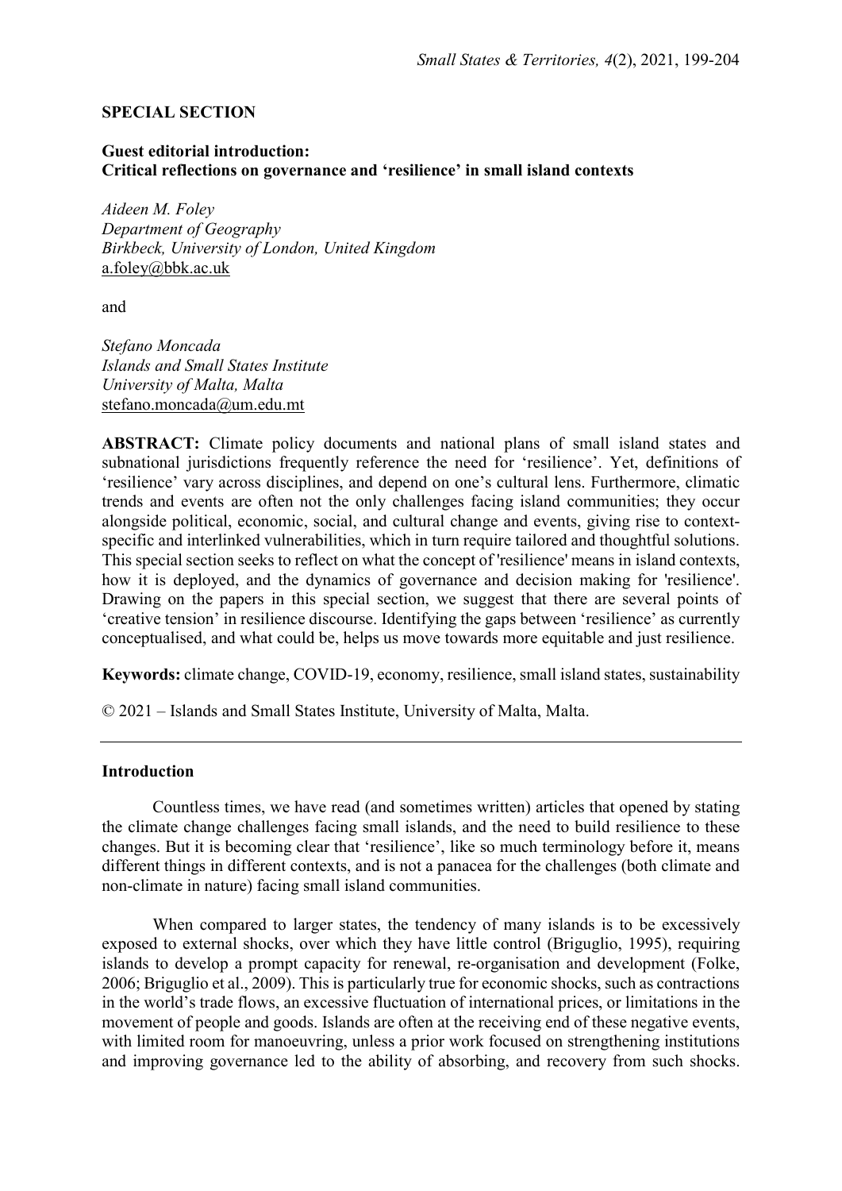**SPECIAL SECTION**

**Guest editorial introduction:**
**Critical reflections on governance and 'resilience' in small island contexts**

*Aideen M. Foley*
*Department of Geography*
*Birkbeck, University of London, United Kingdom*
a.foley@bbk.ac.uk

and

*Stefano Moncada*
*Islands and Small States Institute*
*University of Malta, Malta*
stefano.moncada@um.edu.mt

**ABSTRACT:** Climate policy documents and national plans of small island states and subnational jurisdictions frequently reference the need for 'resilience'. Yet, definitions of 'resilience' vary across disciplines, and depend on one's cultural lens. Furthermore, climatic trends and events are often not the only challenges facing island communities; they occur alongside political, economic, social, and cultural change and events, giving rise to context-specific and interlinked vulnerabilities, which in turn require tailored and thoughtful solutions. This special section seeks to reflect on what the concept of 'resilience' means in island contexts, how it is deployed, and the dynamics of governance and decision making for 'resilience'. Drawing on the papers in this special section, we suggest that there are several points of 'creative tension' in resilience discourse. Identifying the gaps between 'resilience' as currently conceptualised, and what could be, helps us move towards more equitable and just resilience.

**Keywords:** climate change, COVID-19, economy, resilience, small island states, sustainability

© 2021 – Islands and Small States Institute, University of Malta, Malta.

## Introduction

Countless times, we have read (and sometimes written) articles that opened by stating the climate change challenges facing small islands, and the need to build resilience to these changes. But it is becoming clear that 'resilience', like so much terminology before it, means different things in different contexts, and is not a panacea for the challenges (both climate and non-climate in nature) facing small island communities.

When compared to larger states, the tendency of many islands is to be excessively exposed to external shocks, over which they have little control (Briguglio, 1995), requiring islands to develop a prompt capacity for renewal, re-organisation and development (Folke, 2006; Briguglio et al., 2009). This is particularly true for economic shocks, such as contractions in the world's trade flows, an excessive fluctuation of international prices, or limitations in the movement of people and goods. Islands are often at the receiving end of these negative events, with limited room for manoeuvring, unless a prior work focused on strengthening institutions and improving governance led to the ability of absorbing, and recovery from such shocks.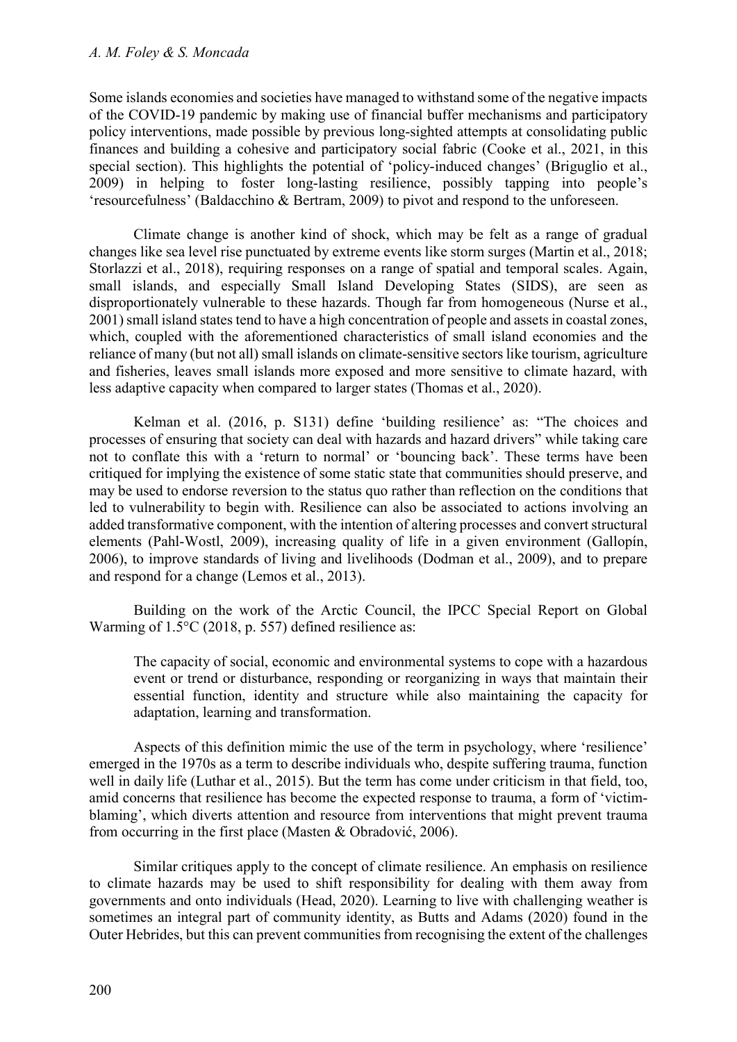Some islands economies and societies have managed to withstand some of the negative impacts of the COVID-19 pandemic by making use of financial buffer mechanisms and participatory policy interventions, made possible by previous long-sighted attempts at consolidating public finances and building a cohesive and participatory social fabric (Cooke et al., 2021, in this special section). This highlights the potential of 'policy-induced changes' (Briguglio et al., 2009) in helping to foster long-lasting resilience, possibly tapping into people's 'resourcefulness' (Baldacchino & Bertram, 2009) to pivot and respond to the unforeseen.

Climate change is another kind of shock, which may be felt as a range of gradual changes like sea level rise punctuated by extreme events like storm surges (Martin et al., 2018; Storlazzi et al., 2018), requiring responses on a range of spatial and temporal scales. Again, small islands, and especially Small Island Developing States (SIDS), are seen as disproportionately vulnerable to these hazards. Though far from homogeneous (Nurse et al., 2001) small island states tend to have a high concentration of people and assets in coastal zones, which, coupled with the aforementioned characteristics of small island economies and the reliance of many (but not all) small islands on climate-sensitive sectors like tourism, agriculture and fisheries, leaves small islands more exposed and more sensitive to climate hazard, with less adaptive capacity when compared to larger states (Thomas et al., 2020).

Kelman et al. (2016, p. S131) define 'building resilience' as: "The choices and processes of ensuring that society can deal with hazards and hazard drivers" while taking care not to conflate this with a 'return to normal' or 'bouncing back'. These terms have been critiqued for implying the existence of some static state that communities should preserve, and may be used to endorse reversion to the status quo rather than reflection on the conditions that led to vulnerability to begin with. Resilience can also be associated to actions involving an added transformative component, with the intention of altering processes and convert structural elements (Pahl-Wostl, 2009), increasing quality of life in a given environment (Gallopín, 2006), to improve standards of living and livelihoods (Dodman et al., 2009), and to prepare and respond for a change (Lemos et al., 2013).

Building on the work of the Arctic Council, the IPCC Special Report on Global Warming of 1.5°C (2018, p. 557) defined resilience as:

> The capacity of social, economic and environmental systems to cope with a hazardous event or trend or disturbance, responding or reorganizing in ways that maintain their essential function, identity and structure while also maintaining the capacity for adaptation, learning and transformation.

Aspects of this definition mimic the use of the term in psychology, where 'resilience' emerged in the 1970s as a term to describe individuals who, despite suffering trauma, function well in daily life (Luthar et al., 2015). But the term has come under criticism in that field, too, amid concerns that resilience has become the expected response to trauma, a form of 'victim-blaming', which diverts attention and resource from interventions that might prevent trauma from occurring in the first place (Masten & Obradović, 2006).

Similar critiques apply to the concept of climate resilience. An emphasis on resilience to climate hazards may be used to shift responsibility for dealing with them away from governments and onto individuals (Head, 2020). Learning to live with challenging weather is sometimes an integral part of community identity, as Butts and Adams (2020) found in the Outer Hebrides, but this can prevent communities from recognising the extent of the challenges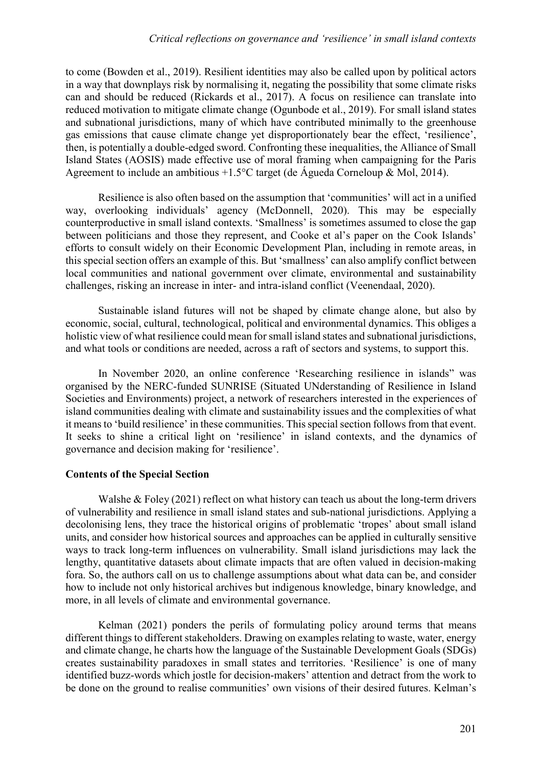to come (Bowden et al., 2019). Resilient identities may also be called upon by political actors in a way that downplays risk by normalising it, negating the possibility that some climate risks can and should be reduced (Rickards et al., 2017). A focus on resilience can translate into reduced motivation to mitigate climate change (Ogunbode et al., 2019). For small island states and subnational jurisdictions, many of which have contributed minimally to the greenhouse gas emissions that cause climate change yet disproportionately bear the effect, 'resilience', then, is potentially a double-edged sword. Confronting these inequalities, the Alliance of Small Island States (AOSIS) made effective use of moral framing when campaigning for the Paris Agreement to include an ambitious +1.5°C target (de Águeda Corneloup & Mol, 2014).

Resilience is also often based on the assumption that 'communities' will act in a unified way, overlooking individuals' agency (McDonnell, 2020). This may be especially counterproductive in small island contexts. 'Smallness' is sometimes assumed to close the gap between politicians and those they represent, and Cooke et al's paper on the Cook Islands' efforts to consult widely on their Economic Development Plan, including in remote areas, in this special section offers an example of this. But 'smallness' can also amplify conflict between local communities and national government over climate, environmental and sustainability challenges, risking an increase in inter- and intra-island conflict (Veenendaal, 2020).

Sustainable island futures will not be shaped by climate change alone, but also by economic, social, cultural, technological, political and environmental dynamics. This obliges a holistic view of what resilience could mean for small island states and subnational jurisdictions, and what tools or conditions are needed, across a raft of sectors and systems, to support this.

In November 2020, an online conference 'Researching resilience in islands" was organised by the NERC-funded SUNRISE (Situated UNderstanding of Resilience in Island Societies and Environments) project, a network of researchers interested in the experiences of island communities dealing with climate and sustainability issues and the complexities of what it means to 'build resilience' in these communities. This special section follows from that event. It seeks to shine a critical light on 'resilience' in island contexts, and the dynamics of governance and decision making for 'resilience'.

**Contents of the Special Section**

Walshe & Foley (2021) reflect on what history can teach us about the long-term drivers of vulnerability and resilience in small island states and sub-national jurisdictions. Applying a decolonising lens, they trace the historical origins of problematic 'tropes' about small island units, and consider how historical sources and approaches can be applied in culturally sensitive ways to track long-term influences on vulnerability. Small island jurisdictions may lack the lengthy, quantitative datasets about climate impacts that are often valued in decision-making fora. So, the authors call on us to challenge assumptions about what data can be, and consider how to include not only historical archives but indigenous knowledge, binary knowledge, and more, in all levels of climate and environmental governance.

Kelman (2021) ponders the perils of formulating policy around terms that means different things to different stakeholders. Drawing on examples relating to waste, water, energy and climate change, he charts how the language of the Sustainable Development Goals (SDGs) creates sustainability paradoxes in small states and territories. 'Resilience' is one of many identified buzz-words which jostle for decision-makers' attention and detract from the work to be done on the ground to realise communities' own visions of their desired futures. Kelman's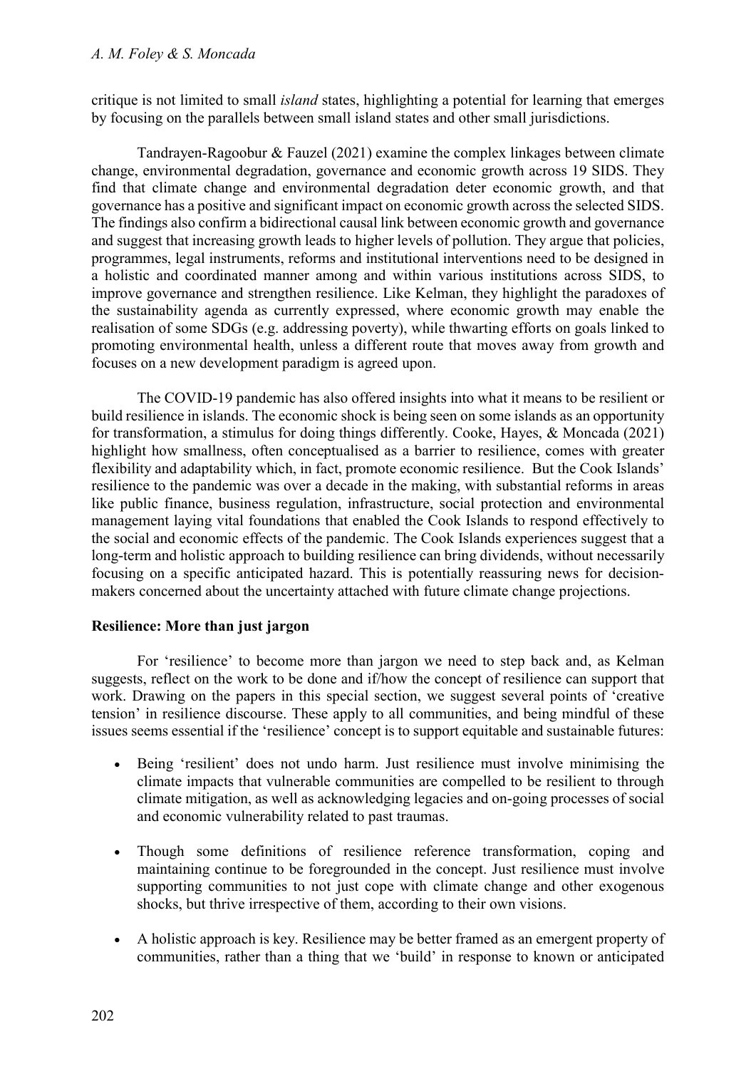critique is not limited to small *island* states, highlighting a potential for learning that emerges by focusing on the parallels between small island states and other small jurisdictions.

Tandrayen-Ragoobur & Fauzel (2021) examine the complex linkages between climate change, environmental degradation, governance and economic growth across 19 SIDS. They find that climate change and environmental degradation deter economic growth, and that governance has a positive and significant impact on economic growth across the selected SIDS. The findings also confirm a bidirectional causal link between economic growth and governance and suggest that increasing growth leads to higher levels of pollution. They argue that policies, programmes, legal instruments, reforms and institutional interventions need to be designed in a holistic and coordinated manner among and within various institutions across SIDS, to improve governance and strengthen resilience. Like Kelman, they highlight the paradoxes of the sustainability agenda as currently expressed, where economic growth may enable the realisation of some SDGs (e.g. addressing poverty), while thwarting efforts on goals linked to promoting environmental health, unless a different route that moves away from growth and focuses on a new development paradigm is agreed upon.

The COVID-19 pandemic has also offered insights into what it means to be resilient or build resilience in islands. The economic shock is being seen on some islands as an opportunity for transformation, a stimulus for doing things differently. Cooke, Hayes, & Moncada (2021) highlight how smallness, often conceptualised as a barrier to resilience, comes with greater flexibility and adaptability which, in fact, promote economic resilience. But the Cook Islands' resilience to the pandemic was over a decade in the making, with substantial reforms in areas like public finance, business regulation, infrastructure, social protection and environmental management laying vital foundations that enabled the Cook Islands to respond effectively to the social and economic effects of the pandemic. The Cook Islands experiences suggest that a long-term and holistic approach to building resilience can bring dividends, without necessarily focusing on a specific anticipated hazard. This is potentially reassuring news for decision-makers concerned about the uncertainty attached with future climate change projections.

## Resilience: More than just jargon

For 'resilience' to become more than jargon we need to step back and, as Kelman suggests, reflect on the work to be done and if/how the concept of resilience can support that work. Drawing on the papers in this special section, we suggest several points of 'creative tension' in resilience discourse. These apply to all communities, and being mindful of these issues seems essential if the 'resilience' concept is to support equitable and sustainable futures:

- Being 'resilient' does not undo harm. Just resilience must involve minimising the climate impacts that vulnerable communities are compelled to be resilient to through climate mitigation, as well as acknowledging legacies and on-going processes of social and economic vulnerability related to past traumas.

- Though some definitions of resilience reference transformation, coping and maintaining continue to be foregrounded in the concept. Just resilience must involve supporting communities to not just cope with climate change and other exogenous shocks, but thrive irrespective of them, according to their own visions.

- A holistic approach is key. Resilience may be better framed as an emergent property of communities, rather than a thing that we 'build' in response to known or anticipated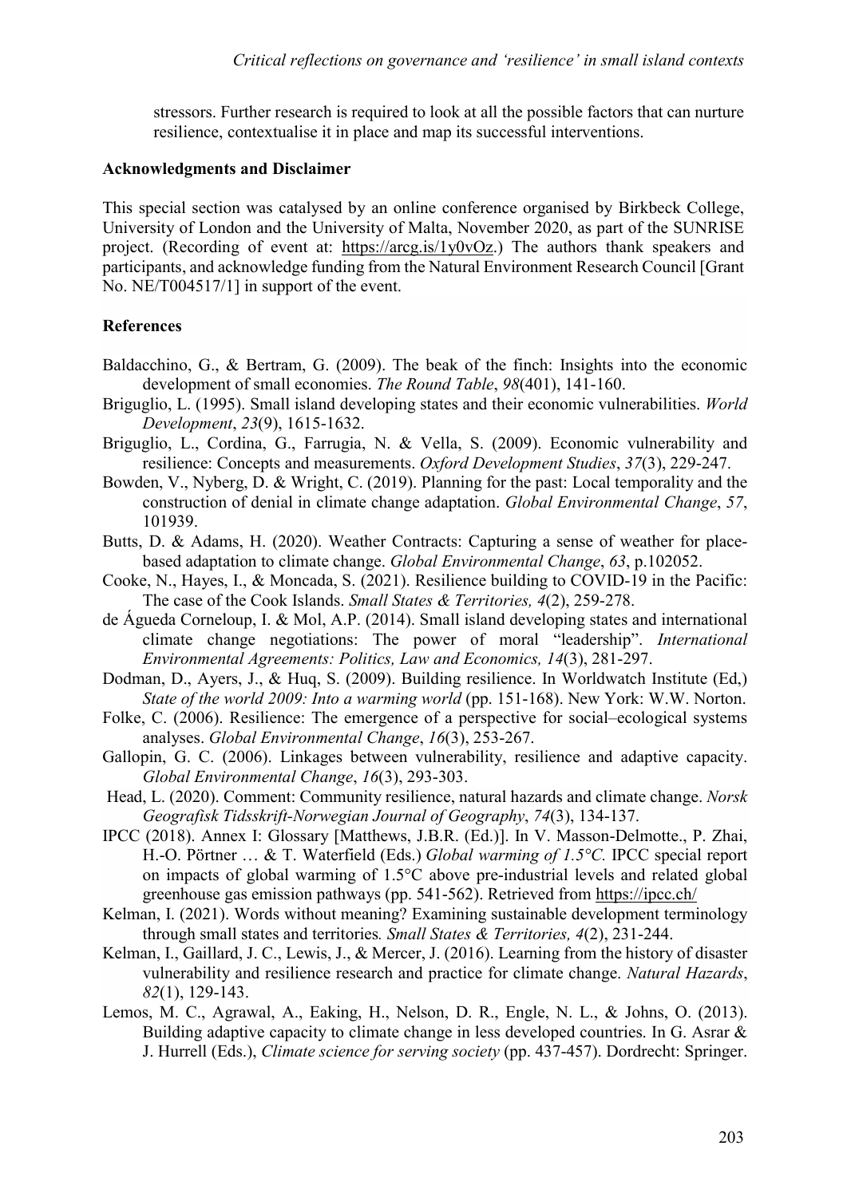stressors. Further research is required to look at all the possible factors that can nurture resilience, contextualise it in place and map its successful interventions.

## Acknowledgments and Disclaimer

This special section was catalysed by an online conference organised by Birkbeck College, University of London and the University of Malta, November 2020, as part of the SUNRISE project. (Recording of event at: https://arcg.is/1y0vOz.) The authors thank speakers and participants, and acknowledge funding from the Natural Environment Research Council [Grant No. NE/T004517/1] in support of the event.

## References

Baldacchino, G., & Bertram, G. (2009). The beak of the finch: Insights into the economic development of small economies. *The Round Table*, *98*(401), 141-160.

Briguglio, L. (1995). Small island developing states and their economic vulnerabilities. *World Development*, *23*(9), 1615-1632.

Briguglio, L., Cordina, G., Farrugia, N. & Vella, S. (2009). Economic vulnerability and resilience: Concepts and measurements. *Oxford Development Studies*, *37*(3), 229-247.

Bowden, V., Nyberg, D. & Wright, C. (2019). Planning for the past: Local temporality and the construction of denial in climate change adaptation. *Global Environmental Change*, *57*, 101939.

Butts, D. & Adams, H. (2020). Weather Contracts: Capturing a sense of weather for place-based adaptation to climate change. *Global Environmental Change*, *63*, p.102052.

Cooke, N., Hayes, I., & Moncada, S. (2021). Resilience building to COVID-19 in the Pacific: The case of the Cook Islands. *Small States & Territories, 4*(2), 259-278.

de Águeda Corneloup, I. & Mol, A.P. (2014). Small island developing states and international climate change negotiations: The power of moral "leadership". *International Environmental Agreements: Politics, Law and Economics, 14*(3), 281-297.

Dodman, D., Ayers, J., & Huq, S. (2009). Building resilience. In Worldwatch Institute (Ed,) *State of the world 2009: Into a warming world* (pp. 151-168). New York: W.W. Norton.

Folke, C. (2006). Resilience: The emergence of a perspective for social–ecological systems analyses. *Global Environmental Change*, *16*(3), 253-267.

Gallopin, G. C. (2006). Linkages between vulnerability, resilience and adaptive capacity. *Global Environmental Change*, *16*(3), 293-303.

Head, L. (2020). Comment: Community resilience, natural hazards and climate change. *Norsk Geografisk Tidsskrift-Norwegian Journal of Geography*, *74*(3), 134-137.

IPCC (2018). Annex I: Glossary [Matthews, J.B.R. (Ed.)]. In V. Masson-Delmotte., P. Zhai, H.-O. Pörtner … & T. Waterfield (Eds.) *Global warming of 1.5°C.* IPCC special report on impacts of global warming of 1.5°C above pre-industrial levels and related global greenhouse gas emission pathways (pp. 541-562). Retrieved from https://ipcc.ch/

Kelman, I. (2021). Words without meaning? Examining sustainable development terminology through small states and territories*. Small States & Territories, 4*(2), 231-244.

Kelman, I., Gaillard, J. C., Lewis, J., & Mercer, J. (2016). Learning from the history of disaster vulnerability and resilience research and practice for climate change. *Natural Hazards*, *82*(1), 129-143.

Lemos, M. C., Agrawal, A., Eaking, H., Nelson, D. R., Engle, N. L., & Johns, O. (2013). Building adaptive capacity to climate change in less developed countries. In G. Asrar & J. Hurrell (Eds.), *Climate science for serving society* (pp. 437-457). Dordrecht: Springer.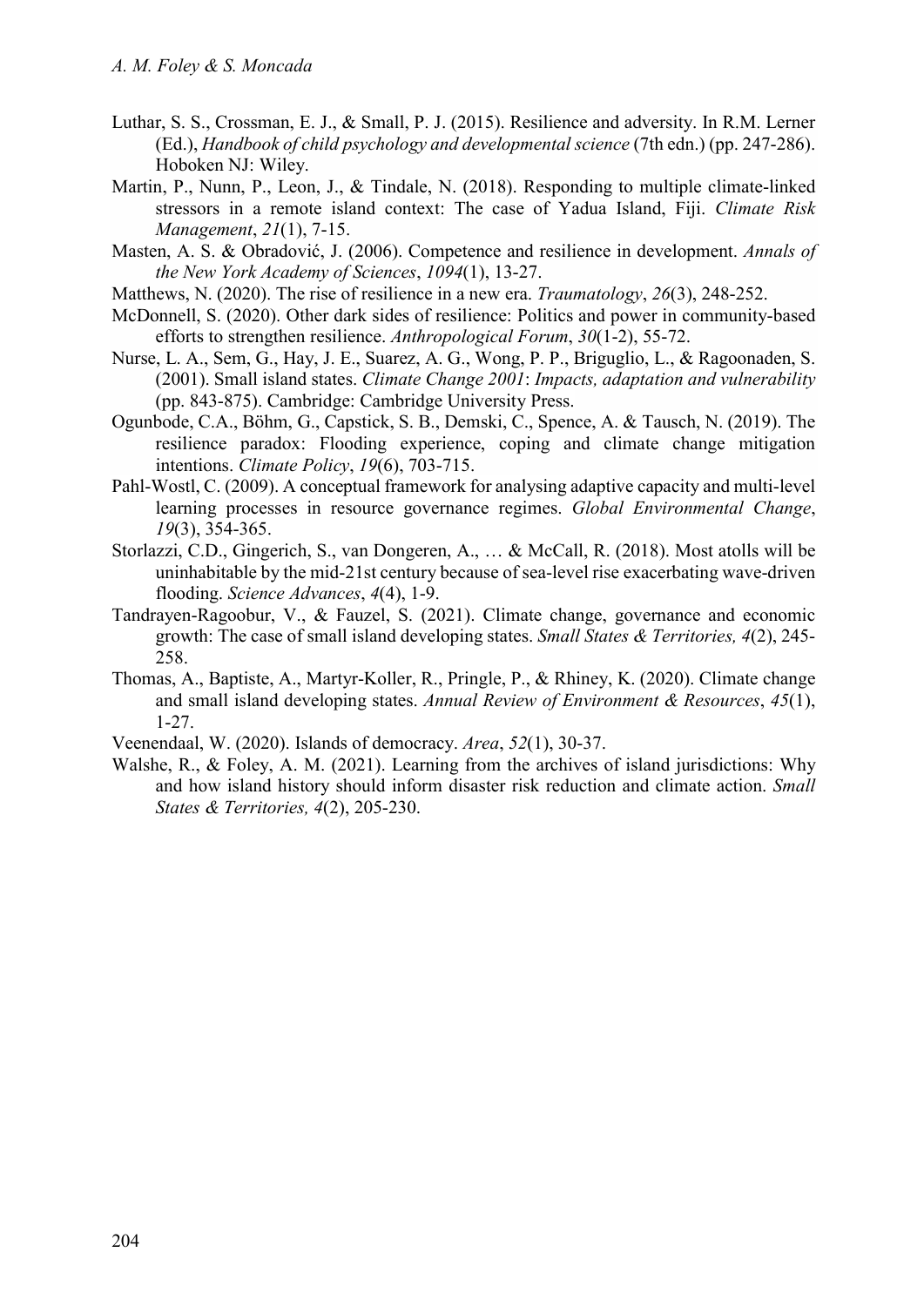Luthar, S. S., Crossman, E. J., & Small, P. J. (2015). Resilience and adversity. In R.M. Lerner (Ed.), *Handbook of child psychology and developmental science* (7th edn.) (pp. 247-286). Hoboken NJ: Wiley.

Martin, P., Nunn, P., Leon, J., & Tindale, N. (2018). Responding to multiple climate-linked stressors in a remote island context: The case of Yadua Island, Fiji. *Climate Risk Management*, *21*(1), 7-15.

Masten, A. S. & Obradović, J. (2006). Competence and resilience in development. *Annals of the New York Academy of Sciences*, *1094*(1), 13-27.

Matthews, N. (2020). The rise of resilience in a new era. *Traumatology*, *26*(3), 248-252.

McDonnell, S. (2020). Other dark sides of resilience: Politics and power in community-based efforts to strengthen resilience. *Anthropological Forum*, *30*(1-2), 55-72.

Nurse, L. A., Sem, G., Hay, J. E., Suarez, A. G., Wong, P. P., Briguglio, L., & Ragoonaden, S. (2001). Small island states. *Climate Change 2001*: *Impacts, adaptation and vulnerability* (pp. 843-875). Cambridge: Cambridge University Press.

Ogunbode, C.A., Böhm, G., Capstick, S. B., Demski, C., Spence, A. & Tausch, N. (2019). The resilience paradox: Flooding experience, coping and climate change mitigation intentions. *Climate Policy*, *19*(6), 703-715.

Pahl-Wostl, C. (2009). A conceptual framework for analysing adaptive capacity and multi-level learning processes in resource governance regimes. *Global Environmental Change*, *19*(3), 354-365.

Storlazzi, C.D., Gingerich, S., van Dongeren, A., … & McCall, R. (2018). Most atolls will be uninhabitable by the mid-21st century because of sea-level rise exacerbating wave-driven flooding. *Science Advances*, *4*(4), 1-9.

Tandrayen-Ragoobur, V., & Fauzel, S. (2021). Climate change, governance and economic growth: The case of small island developing states. *Small States & Territories, 4*(2), 245-258.

Thomas, A., Baptiste, A., Martyr-Koller, R., Pringle, P., & Rhiney, K. (2020). Climate change and small island developing states. *Annual Review of Environment & Resources*, *45*(1), 1-27.

Veenendaal, W. (2020). Islands of democracy. *Area*, *52*(1), 30-37.

Walshe, R., & Foley, A. M. (2021). Learning from the archives of island jurisdictions: Why and how island history should inform disaster risk reduction and climate action. *Small States & Territories, 4*(2), 205-230.